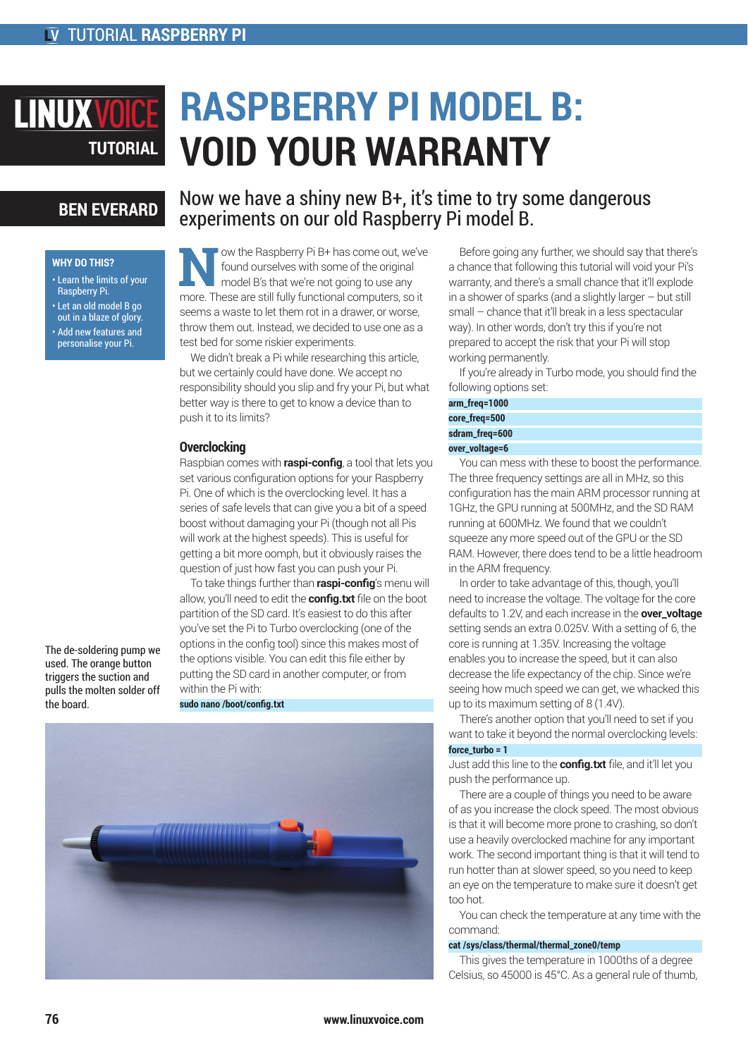# RASPBERRY PI MODEL B: VOID YOUR WARRANTY

**BEN EVERARD**

## Now we have a shiny new B+, it's time to try some dangerous experiments on our old Raspberry Pi model B.

**WHY DO THIS?**

- Learn the limits of your Raspberry Pi.
- Let an old model B go out in a blaze of glory.
- Add new features and personalise your Pi.

Now the Raspberry Pi B+ has come out, we've found ourselves with some of the original model B's that we're not going to use any more. These are still fully functional computers, so it seems a waste to let them rot in a drawer, or worse, throw them out. Instead, we decided to use one as a test bed for some riskier experiments.

We didn't break a Pi while researching this article, but we certainly could have done. We accept no responsibility should you slip and fry your Pi, but what better way is there to get to know a device than to push it to its limits?

### Overclocking

Raspbian comes with **raspi-config**, a tool that lets you set various configuration options for your Raspberry Pi. One of which is the overclocking level. It has a series of safe levels that can give you a bit of a speed boost without damaging your Pi (though not all Pis will work at the highest speeds). This is useful for getting a bit more oomph, but it obviously raises the question of just how fast you can push your Pi.

To take things further than **raspi-config**'s menu will allow, you'll need to edit the **config.txt** file on the boot partition of the SD card. It's easiest to do this after you've set the Pi to Turbo overclocking (one of the options in the config tool) since this makes most of the options visible. You can edit this file either by putting the SD card in another computer, or from within the Pi with:

```
sudo nano /boot/config.txt
```

The de-soldering pump we used. The orange button triggers the suction and pulls the molten solder off the board.

Before going any further, we should say that there's a chance that following this tutorial will void your Pi's warranty, and there's a small chance that it'll explode in a shower of sparks (and a slightly larger – but still small – chance that it'll break in a less spectacular way). In other words, don't try this if you're not prepared to accept the risk that your Pi will stop working permanently.

If you're already in Turbo mode, you should find the following options set:

```
arm_freq=1000
core_freq=500
sdram_freq=600
over_voltage=6
```

You can mess with these to boost the performance. The three frequency settings are all in MHz, so this configuration has the main ARM processor running at 1GHz, the GPU running at 500MHz, and the SD RAM running at 600MHz. We found that we couldn't squeeze any more speed out of the GPU or the SD RAM. However, there does tend to be a little headroom in the ARM frequency.

In order to take advantage of this, though, you'll need to increase the voltage. The voltage for the core defaults to 1.2V, and each increase in the **over_voltage** setting sends an extra 0.025V. With a setting of 6, the core is running at 1.35V. Increasing the voltage enables you to increase the speed, but it can also decrease the life expectancy of the chip. Since we're seeing how much speed we can get, we whacked this up to its maximum setting of 8 (1.4V).

There's another option that you'll need to set if you want to take it beyond the normal overclocking levels:

```
force_turbo = 1
```

Just add this line to the **config.txt** file, and it'll let you push the performance up.

There are a couple of things you need to be aware of as you increase the clock speed. The most obvious is that it will become more prone to crashing, so don't use a heavily overclocked machine for any important work. The second important thing is that it will tend to run hotter than at slower speed, so you need to keep an eye on the temperature to make sure it doesn't get too hot.

You can check the temperature at any time with the command:

```
cat /sys/class/thermal/thermal_zone0/temp
```

This gives the temperature in 1000ths of a degree Celsius, so 45000 is 45°C. As a general rule of thumb,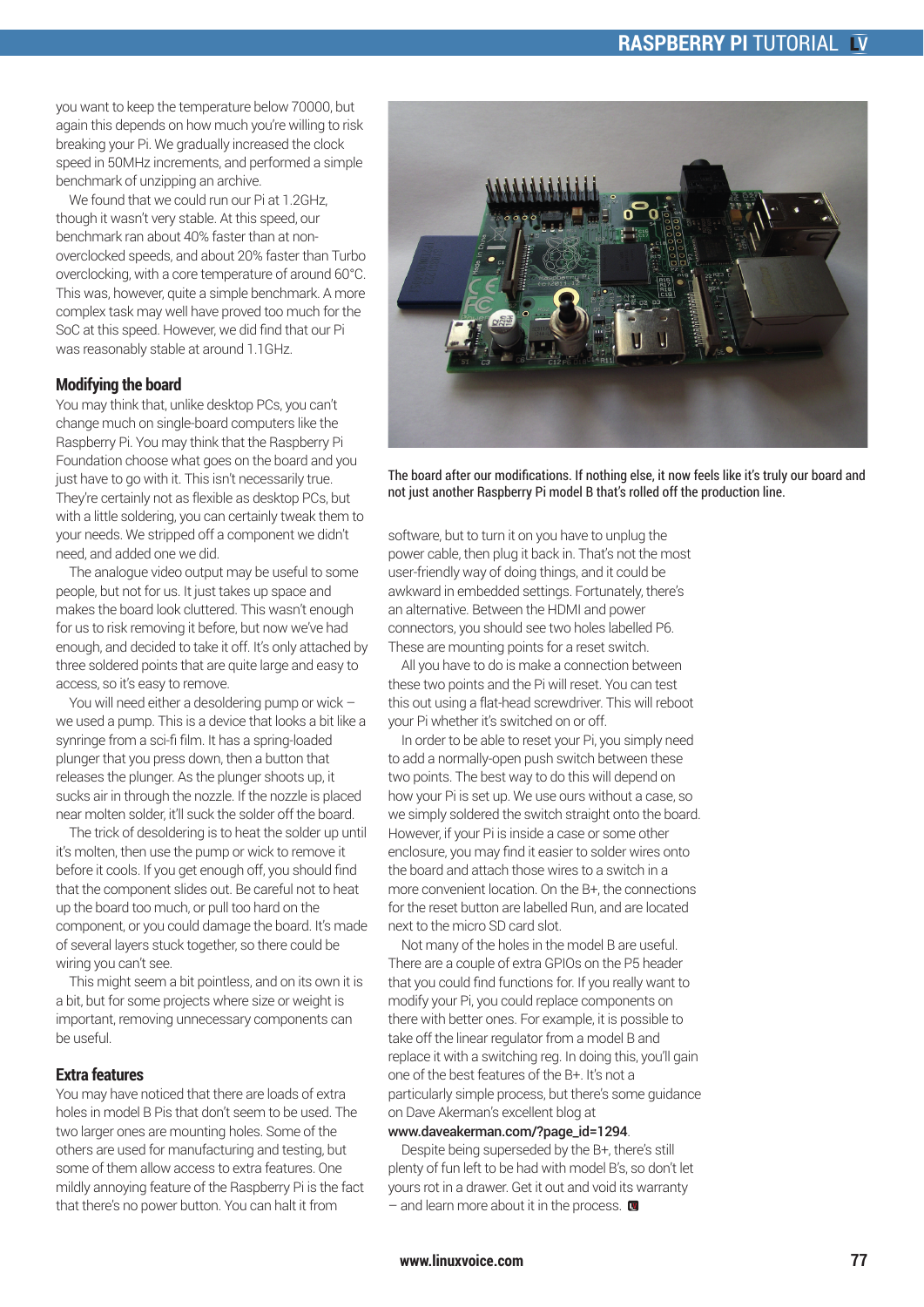you want to keep the temperature below 70000, but again this depends on how much you're willing to risk breaking your Pi. We gradually increased the clock speed in 50MHz increments, and performed a simple benchmark of unzipping an archive.

We found that we could run our Pi at 1.2GHz, though it wasn't very stable. At this speed, our benchmark ran about 40% faster than at non-overclocked speeds, and about 20% faster than Turbo overclocking, with a core temperature of around 60°C. This was, however, quite a simple benchmark. A more complex task may well have proved too much for the SoC at this speed. However, we did find that our Pi was reasonably stable at around 1.1GHz.

## Modifying the board

You may think that, unlike desktop PCs, you can't change much on single-board computers like the Raspberry Pi. You may think that the Raspberry Pi Foundation choose what goes on the board and you just have to go with it. This isn't necessarily true. They're certainly not as flexible as desktop PCs, but with a little soldering, you can certainly tweak them to your needs. We stripped off a component we didn't need, and added one we did.

The analogue video output may be useful to some people, but not for us. It just takes up space and makes the board look cluttered. This wasn't enough for us to risk removing it before, but now we've had enough, and decided to take it off. It's only attached by three soldered points that are quite large and easy to access, so it's easy to remove.

You will need either a desoldering pump or wick – we used a pump. This is a device that looks a bit like a synringe from a sci-fi film. It has a spring-loaded plunger that you press down, then a button that releases the plunger. As the plunger shoots up, it sucks air in through the nozzle. If the nozzle is placed near molten solder, it'll suck the solder off the board.

The trick of desoldering is to heat the solder up until it's molten, then use the pump or wick to remove it before it cools. If you get enough off, you should find that the component slides out. Be careful not to heat up the board too much, or pull too hard on the component, or you could damage the board. It's made of several layers stuck together, so there could be wiring you can't see.

This might seem a bit pointless, and on its own it is a bit, but for some projects where size or weight is important, removing unnecessary components can be useful.

## Extra features

You may have noticed that there are loads of extra holes in model B Pis that don't seem to be used. The two larger ones are mounting holes. Some of the others are used for manufacturing and testing, but some of them allow access to extra features. One mildly annoying feature of the Raspberry Pi is the fact that there's no power button. You can halt it from software, but to turn it on you have to unplug the power cable, then plug it back in. That's not the most user-friendly way of doing things, and it could be awkward in embedded settings. Fortunately, there's an alternative. Between the HDMI and power connectors, you should see two holes labelled P6. These are mounting points for a reset switch.

All you have to do is make a connection between these two points and the Pi will reset. You can test this out using a flat-head screwdriver. This will reboot your Pi whether it's switched on or off.

In order to be able to reset your Pi, you simply need to add a normally-open push switch between these two points. The best way to do this will depend on how your Pi is set up. We use ours without a case, so we simply soldered the switch straight onto the board. However, if your Pi is inside a case or some other enclosure, you may find it easier to solder wires onto the board and attach those wires to a switch in a more convenient location. On the B+, the connections for the reset button are labelled Run, and are located next to the micro SD card slot.

Not many of the holes in the model B are useful. There are a couple of extra GPIOs on the P5 header that you could find functions for. If you really want to modify your Pi, you could replace components on there with better ones. For example, it is possible to take off the linear regulator from a model B and replace it with a switching reg. In doing this, you'll gain one of the best features of the B+. It's not a particularly simple process, but there's some guidance on Dave Akerman's excellent blog at **www.daveakerman.com/?page_id=1294**.

Despite being superseded by the B+, there's still plenty of fun left to be had with model B's, so don't let yours rot in a drawer. Get it out and void its warranty – and learn more about it in the process.

The board after our modifications. If nothing else, it now feels like it's truly our board and not just another Raspberry Pi model B that's rolled off the production line.